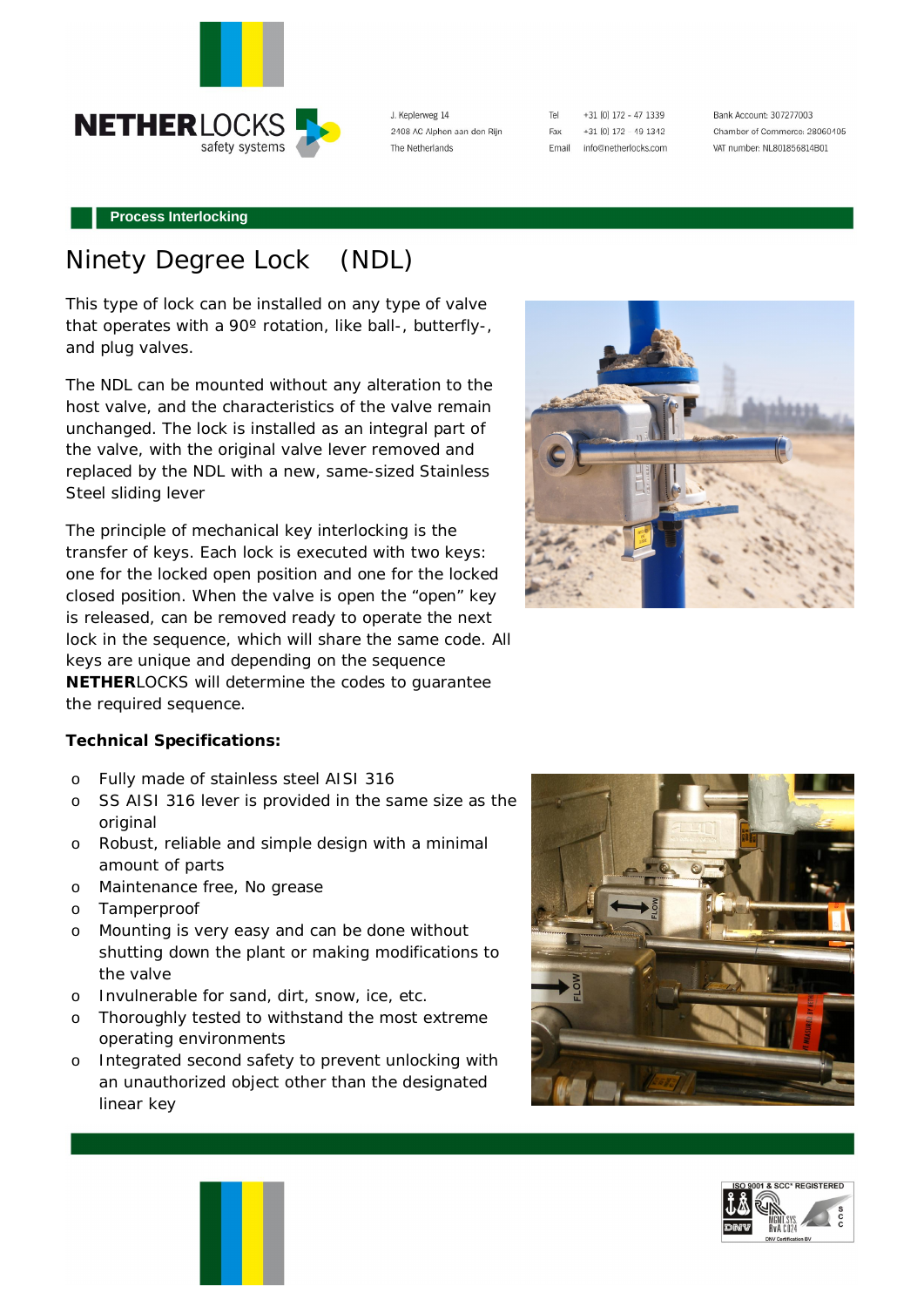J. Keplerweg 14
2408 AC Alphen aan den Rijn
The Netherlands

Tel +31 (0) 172 - 47 1339
Fax +31 (0) 172 - 49 1312
Email info@netherlocks.com

Bank Account: 307277003
Chamber of Commerce: 28060405
VAT number: NL801856814B01

**Process Interlocking**

# Ninety Degree Lock (NDL)

This type of lock can be installed on any type of valve that operates with a 90º rotation, like ball-, butterfly-, and plug valves.

The NDL can be mounted without any alteration to the host valve, and the characteristics of the valve remain unchanged. The lock is installed as an integral part of the valve, with the original valve lever removed and replaced by the NDL with a new, same-sized Stainless Steel sliding lever

The principle of mechanical key interlocking is the transfer of keys. Each lock is executed with two keys: one for the locked open position and one for the locked closed position. When the valve is open the "open" key is released, can be removed ready to operate the next lock in the sequence, which will share the same code. All keys are unique and depending on the sequence **NETHER**LOCKS will determine the codes to guarantee the required sequence.

**Technical Specifications:**

- Fully made of stainless steel AISI 316
- SS AISI 316 lever is provided in the same size as the original
- Robust, reliable and simple design with a minimal amount of parts
- Maintenance free, No grease
- Tamperproof
- Mounting is very easy and can be done without shutting down the plant or making modifications to the valve
- Invulnerable for sand, dirt, snow, ice, etc.
- Thoroughly tested to withstand the most extreme operating environments
- Integrated second safety to prevent unlocking with an unauthorized object other than the designated linear key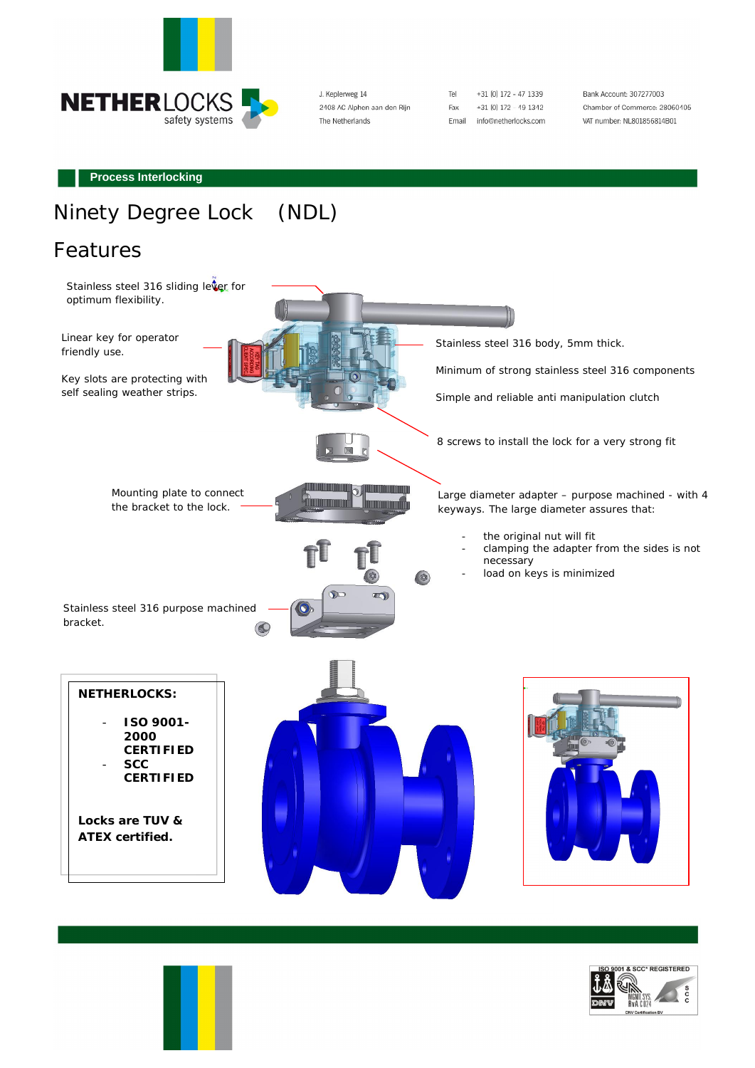NETHERLOCKS safety systems

J. Keplerweg 14
2408 AC Alphen aan den Rijn
The Netherlands

Tel +31 (0) 172 - 47 1339
Fax +31 (0) 172 - 49 1342
Email info@netherlocks.com

Bank Account: 307277003
Chamber of Commerce: 28060406
VAT number: NL801856814B01

**Process Interlocking**

# Ninety Degree Lock (NDL)

## Features

Stainless steel 316 sliding lever for optimum flexibility.

Linear key for operator friendly use.

Key slots are protecting with self sealing weather strips.

Stainless steel 316 body, 5mm thick.

Minimum of strong stainless steel 316 components

Simple and reliable anti manipulation clutch

8 screws to install the lock for a very strong fit

Mounting plate to connect the bracket to the lock.

Large diameter adapter – purpose machined - with 4 keyways. The large diameter assures that:

- the original nut will fit
- clamping the adapter from the sides is not necessary
- load on keys is minimized

Stainless steel 316 purpose machined bracket.

**NETHERLOCKS:**

- **ISO 9001-2000 CERTIFIED**
- **SCC CERTIFIED**

**Locks are TUV & ATEX certified.**

ISO 9001 & SCC[a] REGISTERED
DNV
MGMT.SYS. RvA C 074
DNV Certification BV
SCC